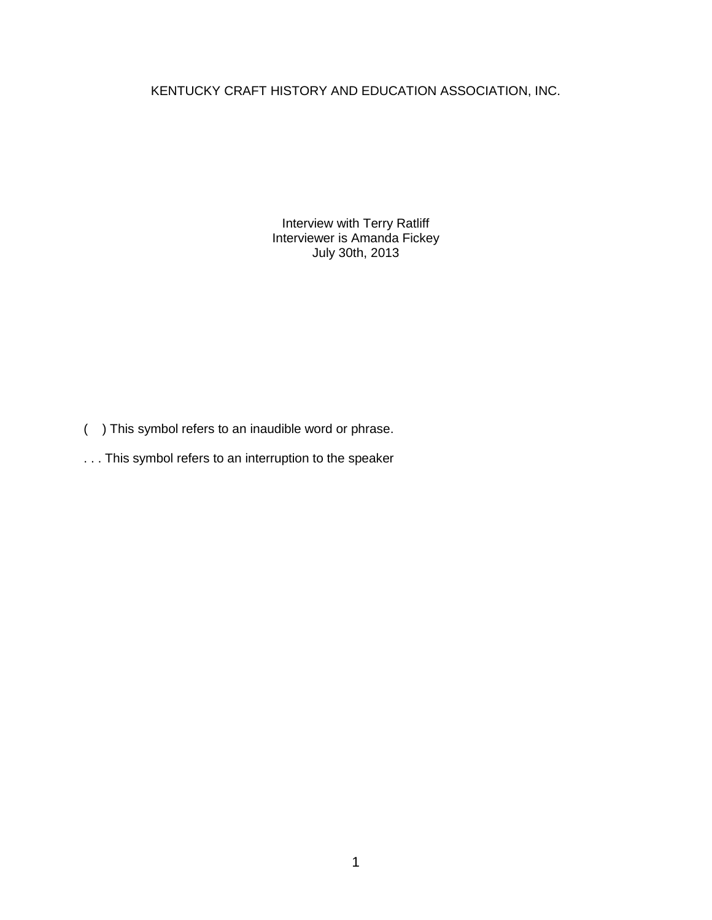# KENTUCKY CRAFT HISTORY AND EDUCATION ASSOCIATION, INC.

Interview with Terry Ratliff
Interviewer is Amanda Fickey
July 30th, 2013

( ) This symbol refers to an inaudible word or phrase.

. . . This symbol refers to an interruption to the speaker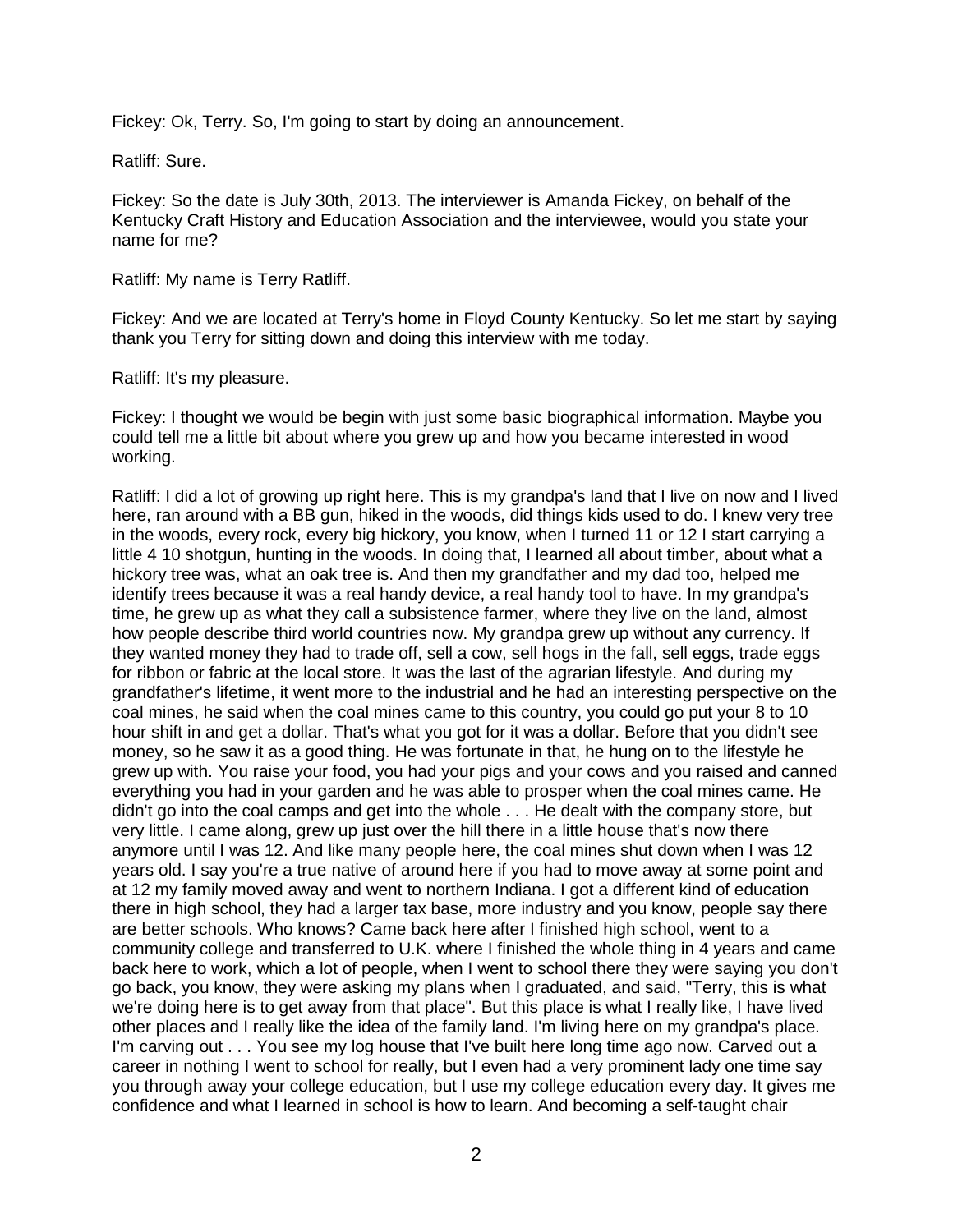Fickey: Ok, Terry. So, I'm going to start by doing an announcement.

Ratliff: Sure.

Fickey: So the date is July 30th, 2013. The interviewer is Amanda Fickey, on behalf of the Kentucky Craft History and Education Association and the interviewee, would you state your name for me?

Ratliff: My name is Terry Ratliff.

Fickey: And we are located at Terry's home in Floyd County Kentucky. So let me start by saying thank you Terry for sitting down and doing this interview with me today.

Ratliff: It's my pleasure.

Fickey: I thought we would be begin with just some basic biographical information. Maybe you could tell me a little bit about where you grew up and how you became interested in wood working.

Ratliff: I did a lot of growing up right here. This is my grandpa's land that I live on now and I lived here, ran around with a BB gun, hiked in the woods, did things kids used to do. I knew very tree in the woods, every rock, every big hickory, you know, when I turned 11 or 12 I start carrying a little 4 10 shotgun, hunting in the woods. In doing that, I learned all about timber, about what a hickory tree was, what an oak tree is. And then my grandfather and my dad too, helped me identify trees because it was a real handy device, a real handy tool to have. In my grandpa's time, he grew up as what they call a subsistence farmer, where they live on the land, almost how people describe third world countries now. My grandpa grew up without any currency. If they wanted money they had to trade off, sell a cow, sell hogs in the fall, sell eggs, trade eggs for ribbon or fabric at the local store. It was the last of the agrarian lifestyle. And during my grandfather's lifetime, it went more to the industrial and he had an interesting perspective on the coal mines, he said when the coal mines came to this country, you could go put your 8 to 10 hour shift in and get a dollar. That's what you got for it was a dollar. Before that you didn't see money, so he saw it as a good thing. He was fortunate in that, he hung on to the lifestyle he grew up with. You raise your food, you had your pigs and your cows and you raised and canned everything you had in your garden and he was able to prosper when the coal mines came. He didn't go into the coal camps and get into the whole . . . He dealt with the company store, but very little. I came along, grew up just over the hill there in a little house that's now there anymore until I was 12. And like many people here, the coal mines shut down when I was 12 years old. I say you're a true native of around here if you had to move away at some point and at 12 my family moved away and went to northern Indiana. I got a different kind of education there in high school, they had a larger tax base, more industry and you know, people say there are better schools. Who knows? Came back here after I finished high school, went to a community college and transferred to U.K. where I finished the whole thing in 4 years and came back here to work, which a lot of people, when I went to school there they were saying you don't go back, you know, they were asking my plans when I graduated, and said, "Terry, this is what we're doing here is to get away from that place". But this place is what I really like, I have lived other places and I really like the idea of the family land. I'm living here on my grandpa's place. I'm carving out . . . You see my log house that I've built here long time ago now. Carved out a career in nothing I went to school for really, but I even had a very prominent lady one time say you through away your college education, but I use my college education every day. It gives me confidence and what I learned in school is how to learn. And becoming a self-taught chair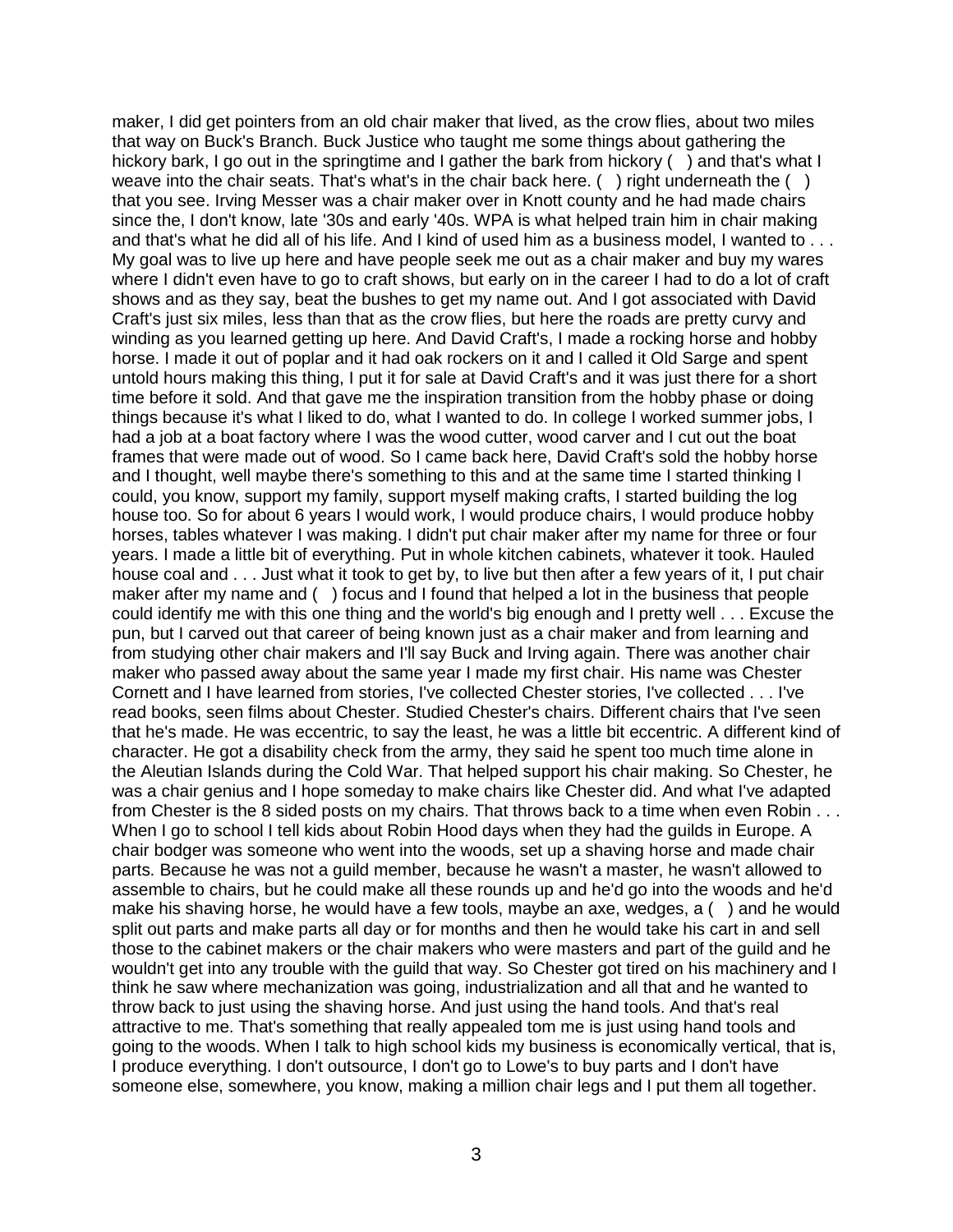maker, I did get pointers from an old chair maker that lived, as the crow flies, about two miles that way on Buck's Branch. Buck Justice who taught me some things about gathering the hickory bark, I go out in the springtime and I gather the bark from hickory ( ) and that's what I weave into the chair seats. That's what's in the chair back here. ( ) right underneath the ( ) that you see. Irving Messer was a chair maker over in Knott county and he had made chairs since the, I don't know, late '30s and early '40s. WPA is what helped train him in chair making and that's what he did all of his life. And I kind of used him as a business model, I wanted to . . . My goal was to live up here and have people seek me out as a chair maker and buy my wares where I didn't even have to go to craft shows, but early on in the career I had to do a lot of craft shows and as they say, beat the bushes to get my name out. And I got associated with David Craft's just six miles, less than that as the crow flies, but here the roads are pretty curvy and winding as you learned getting up here. And David Craft's, I made a rocking horse and hobby horse. I made it out of poplar and it had oak rockers on it and I called it Old Sarge and spent untold hours making this thing, I put it for sale at David Craft's and it was just there for a short time before it sold. And that gave me the inspiration transition from the hobby phase or doing things because it's what I liked to do, what I wanted to do. In college I worked summer jobs, I had a job at a boat factory where I was the wood cutter, wood carver and I cut out the boat frames that were made out of wood. So I came back here, David Craft's sold the hobby horse and I thought, well maybe there's something to this and at the same time I started thinking I could, you know, support my family, support myself making crafts, I started building the log house too. So for about 6 years I would work, I would produce chairs, I would produce hobby horses, tables whatever I was making. I didn't put chair maker after my name for three or four years. I made a little bit of everything. Put in whole kitchen cabinets, whatever it took. Hauled house coal and . . . Just what it took to get by, to live but then after a few years of it, I put chair maker after my name and ( ) focus and I found that helped a lot in the business that people could identify me with this one thing and the world's big enough and I pretty well . . . Excuse the pun, but I carved out that career of being known just as a chair maker and from learning and from studying other chair makers and I'll say Buck and Irving again. There was another chair maker who passed away about the same year I made my first chair. His name was Chester Cornett and I have learned from stories, I've collected Chester stories, I've collected . . . I've read books, seen films about Chester. Studied Chester's chairs. Different chairs that I've seen that he's made. He was eccentric, to say the least, he was a little bit eccentric. A different kind of character. He got a disability check from the army, they said he spent too much time alone in the Aleutian Islands during the Cold War. That helped support his chair making. So Chester, he was a chair genius and I hope someday to make chairs like Chester did. And what I've adapted from Chester is the 8 sided posts on my chairs. That throws back to a time when even Robin . . . When I go to school I tell kids about Robin Hood days when they had the guilds in Europe. A chair bodger was someone who went into the woods, set up a shaving horse and made chair parts. Because he was not a guild member, because he wasn't a master, he wasn't allowed to assemble to chairs, but he could make all these rounds up and he'd go into the woods and he'd make his shaving horse, he would have a few tools, maybe an axe, wedges, a ( ) and he would split out parts and make parts all day or for months and then he would take his cart in and sell those to the cabinet makers or the chair makers who were masters and part of the guild and he wouldn't get into any trouble with the guild that way. So Chester got tired on his machinery and I think he saw where mechanization was going, industrialization and all that and he wanted to throw back to just using the shaving horse. And just using the hand tools. And that's real attractive to me. That's something that really appealed tom me is just using hand tools and going to the woods. When I talk to high school kids my business is economically vertical, that is, I produce everything. I don't outsource, I don't go to Lowe's to buy parts and I don't have someone else, somewhere, you know, making a million chair legs and I put them all together.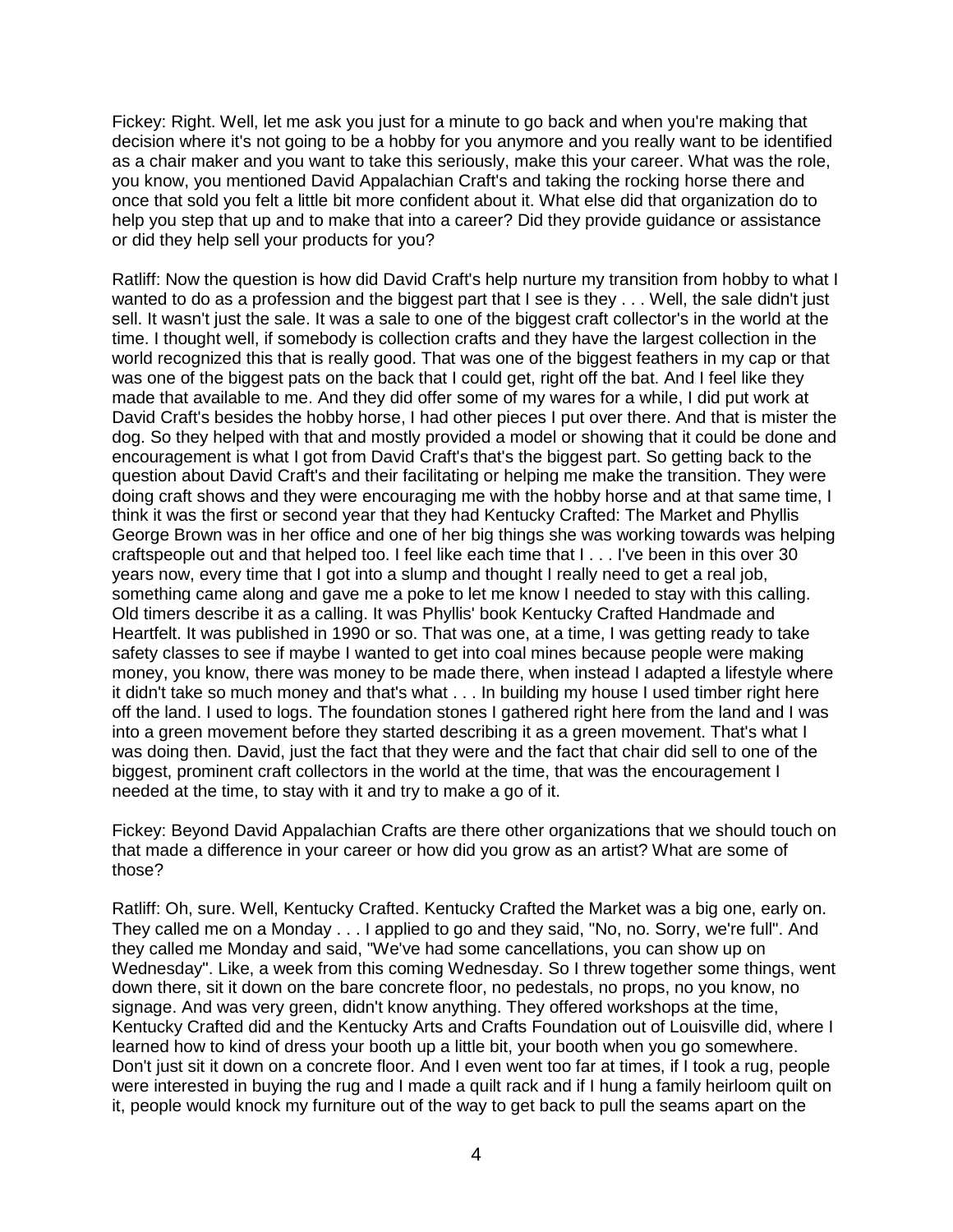Fickey: Right. Well, let me ask you just for a minute to go back and when you're making that decision where it's not going to be a hobby for you anymore and you really want to be identified as a chair maker and you want to take this seriously, make this your career. What was the role, you know, you mentioned David Appalachian Craft's and taking the rocking horse there and once that sold you felt a little bit more confident about it. What else did that organization do to help you step that up and to make that into a career? Did they provide guidance or assistance or did they help sell your products for you?

Ratliff: Now the question is how did David Craft's help nurture my transition from hobby to what I wanted to do as a profession and the biggest part that I see is they . . . Well, the sale didn't just sell. It wasn't just the sale. It was a sale to one of the biggest craft collector's in the world at the time. I thought well, if somebody is collection crafts and they have the largest collection in the world recognized this that is really good. That was one of the biggest feathers in my cap or that was one of the biggest pats on the back that I could get, right off the bat. And I feel like they made that available to me. And they did offer some of my wares for a while, I did put work at David Craft's besides the hobby horse, I had other pieces I put over there. And that is mister the dog. So they helped with that and mostly provided a model or showing that it could be done and encouragement is what I got from David Craft's that's the biggest part. So getting back to the question about David Craft's and their facilitating or helping me make the transition. They were doing craft shows and they were encouraging me with the hobby horse and at that same time, I think it was the first or second year that they had Kentucky Crafted: The Market and Phyllis George Brown was in her office and one of her big things she was working towards was helping craftspeople out and that helped too. I feel like each time that I . . . I've been in this over 30 years now, every time that I got into a slump and thought I really need to get a real job, something came along and gave me a poke to let me know I needed to stay with this calling. Old timers describe it as a calling. It was Phyllis' book Kentucky Crafted Handmade and Heartfelt. It was published in 1990 or so. That was one, at a time, I was getting ready to take safety classes to see if maybe I wanted to get into coal mines because people were making money, you know, there was money to be made there, when instead I adapted a lifestyle where it didn't take so much money and that's what . . . In building my house I used timber right here off the land. I used to logs. The foundation stones I gathered right here from the land and I was into a green movement before they started describing it as a green movement. That's what I was doing then. David, just the fact that they were and the fact that chair did sell to one of the biggest, prominent craft collectors in the world at the time, that was the encouragement I needed at the time, to stay with it and try to make a go of it.

Fickey: Beyond David Appalachian Crafts are there other organizations that we should touch on that made a difference in your career or how did you grow as an artist? What are some of those?

Ratliff: Oh, sure. Well, Kentucky Crafted. Kentucky Crafted the Market was a big one, early on. They called me on a Monday . . . I applied to go and they said, "No, no. Sorry, we're full". And they called me Monday and said, "We've had some cancellations, you can show up on Wednesday". Like, a week from this coming Wednesday. So I threw together some things, went down there, sit it down on the bare concrete floor, no pedestals, no props, no you know, no signage. And was very green, didn't know anything. They offered workshops at the time, Kentucky Crafted did and the Kentucky Arts and Crafts Foundation out of Louisville did, where I learned how to kind of dress your booth up a little bit, your booth when you go somewhere. Don't just sit it down on a concrete floor. And I even went too far at times, if I took a rug, people were interested in buying the rug and I made a quilt rack and if I hung a family heirloom quilt on it, people would knock my furniture out of the way to get back to pull the seams apart on the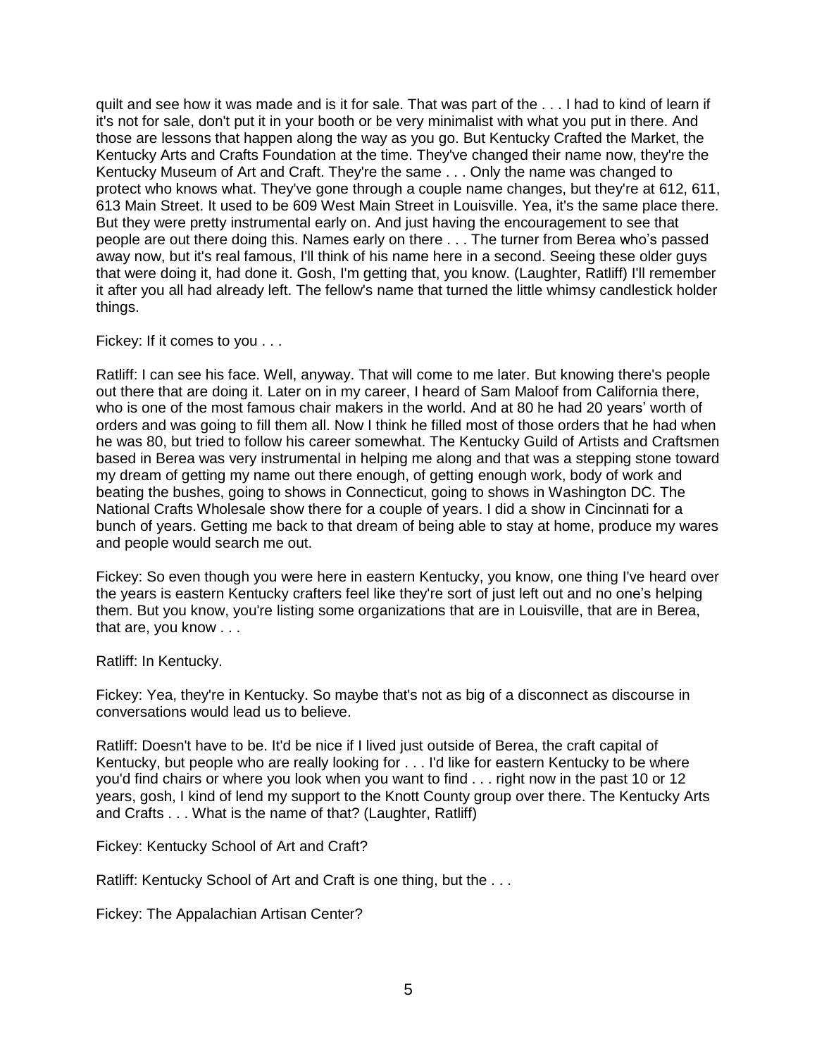quilt and see how it was made and is it for sale. That was part of the . . . I had to kind of learn if it's not for sale, don't put it in your booth or be very minimalist with what you put in there. And those are lessons that happen along the way as you go. But Kentucky Crafted the Market, the Kentucky Arts and Crafts Foundation at the time. They've changed their name now, they're the Kentucky Museum of Art and Craft. They're the same . . . Only the name was changed to protect who knows what. They've gone through a couple name changes, but they're at 612, 611, 613 Main Street. It used to be 609 West Main Street in Louisville. Yea, it's the same place there. But they were pretty instrumental early on. And just having the encouragement to see that people are out there doing this. Names early on there . . . The turner from Berea who's passed away now, but it's real famous, I'll think of his name here in a second. Seeing these older guys that were doing it, had done it. Gosh, I'm getting that, you know. (Laughter, Ratliff) I'll remember it after you all had already left. The fellow's name that turned the little whimsy candlestick holder things.

Fickey: If it comes to you . . .

Ratliff: I can see his face. Well, anyway. That will come to me later. But knowing there's people out there that are doing it. Later on in my career, I heard of Sam Maloof from California there, who is one of the most famous chair makers in the world. And at 80 he had 20 years' worth of orders and was going to fill them all. Now I think he filled most of those orders that he had when he was 80, but tried to follow his career somewhat. The Kentucky Guild of Artists and Craftsmen based in Berea was very instrumental in helping me along and that was a stepping stone toward my dream of getting my name out there enough, of getting enough work, body of work and beating the bushes, going to shows in Connecticut, going to shows in Washington DC. The National Crafts Wholesale show there for a couple of years. I did a show in Cincinnati for a bunch of years. Getting me back to that dream of being able to stay at home, produce my wares and people would search me out.

Fickey: So even though you were here in eastern Kentucky, you know, one thing I've heard over the years is eastern Kentucky crafters feel like they're sort of just left out and no one's helping them. But you know, you're listing some organizations that are in Louisville, that are in Berea, that are, you know . . .

Ratliff: In Kentucky.

Fickey: Yea, they're in Kentucky. So maybe that's not as big of a disconnect as discourse in conversations would lead us to believe.

Ratliff: Doesn't have to be. It'd be nice if I lived just outside of Berea, the craft capital of Kentucky, but people who are really looking for . . . I'd like for eastern Kentucky to be where you'd find chairs or where you look when you want to find . . . right now in the past 10 or 12 years, gosh, I kind of lend my support to the Knott County group over there. The Kentucky Arts and Crafts . . . What is the name of that? (Laughter, Ratliff)

Fickey: Kentucky School of Art and Craft?

Ratliff: Kentucky School of Art and Craft is one thing, but the . . .

Fickey: The Appalachian Artisan Center?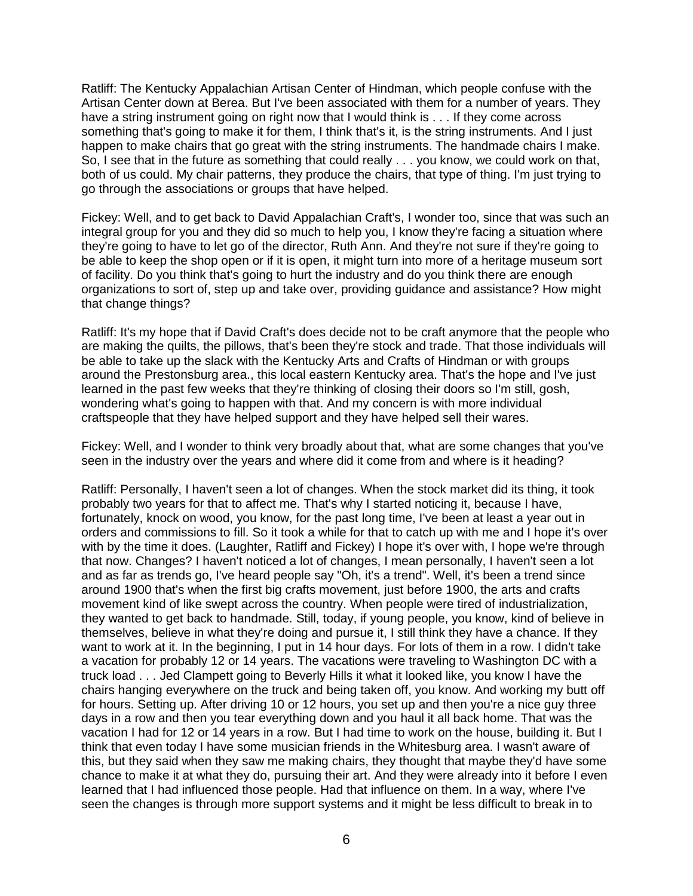Ratliff: The Kentucky Appalachian Artisan Center of Hindman, which people confuse with the Artisan Center down at Berea. But I've been associated with them for a number of years. They have a string instrument going on right now that I would think is . . . If they come across something that's going to make it for them, I think that's it, is the string instruments. And I just happen to make chairs that go great with the string instruments. The handmade chairs I make. So, I see that in the future as something that could really . . . you know, we could work on that, both of us could. My chair patterns, they produce the chairs, that type of thing. I'm just trying to go through the associations or groups that have helped.

Fickey: Well, and to get back to David Appalachian Craft's, I wonder too, since that was such an integral group for you and they did so much to help you, I know they're facing a situation where they're going to have to let go of the director, Ruth Ann. And they're not sure if they're going to be able to keep the shop open or if it is open, it might turn into more of a heritage museum sort of facility. Do you think that's going to hurt the industry and do you think there are enough organizations to sort of, step up and take over, providing guidance and assistance? How might that change things?

Ratliff: It's my hope that if David Craft's does decide not to be craft anymore that the people who are making the quilts, the pillows, that's been they're stock and trade. That those individuals will be able to take up the slack with the Kentucky Arts and Crafts of Hindman or with groups around the Prestonsburg area., this local eastern Kentucky area. That's the hope and I've just learned in the past few weeks that they're thinking of closing their doors so I'm still, gosh, wondering what's going to happen with that. And my concern is with more individual craftspeople that they have helped support and they have helped sell their wares.

Fickey: Well, and I wonder to think very broadly about that, what are some changes that you've seen in the industry over the years and where did it come from and where is it heading?

Ratliff: Personally, I haven't seen a lot of changes. When the stock market did its thing, it took probably two years for that to affect me. That's why I started noticing it, because I have, fortunately, knock on wood, you know, for the past long time, I've been at least a year out in orders and commissions to fill. So it took a while for that to catch up with me and I hope it's over with by the time it does. (Laughter, Ratliff and Fickey) I hope it's over with, I hope we're through that now. Changes? I haven't noticed a lot of changes, I mean personally, I haven't seen a lot and as far as trends go, I've heard people say "Oh, it's a trend". Well, it's been a trend since around 1900 that's when the first big crafts movement, just before 1900, the arts and crafts movement kind of like swept across the country. When people were tired of industrialization, they wanted to get back to handmade. Still, today, if young people, you know, kind of believe in themselves, believe in what they're doing and pursue it, I still think they have a chance. If they want to work at it. In the beginning, I put in 14 hour days. For lots of them in a row. I didn't take a vacation for probably 12 or 14 years. The vacations were traveling to Washington DC with a truck load . . . Jed Clampett going to Beverly Hills it what it looked like, you know I have the chairs hanging everywhere on the truck and being taken off, you know. And working my butt off for hours. Setting up. After driving 10 or 12 hours, you set up and then you're a nice guy three days in a row and then you tear everything down and you haul it all back home. That was the vacation I had for 12 or 14 years in a row. But I had time to work on the house, building it. But I think that even today I have some musician friends in the Whitesburg area. I wasn't aware of this, but they said when they saw me making chairs, they thought that maybe they'd have some chance to make it at what they do, pursuing their art. And they were already into it before I even learned that I had influenced those people. Had that influence on them. In a way, where I've seen the changes is through more support systems and it might be less difficult to break in to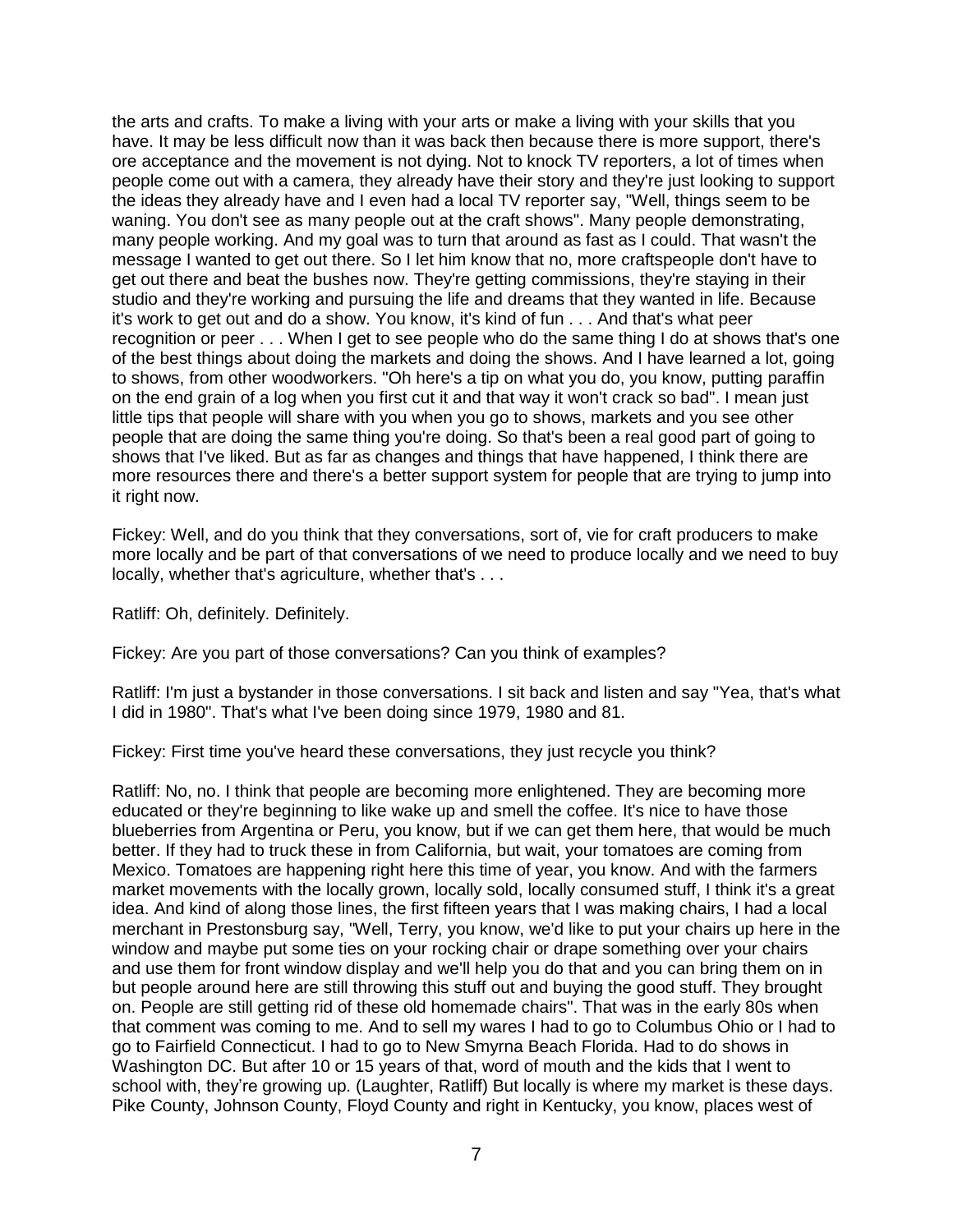the arts and crafts. To make a living with your arts or make a living with your skills that you have. It may be less difficult now than it was back then because there is more support, there's ore acceptance and the movement is not dying. Not to knock TV reporters, a lot of times when people come out with a camera, they already have their story and they're just looking to support the ideas they already have and I even had a local TV reporter say, "Well, things seem to be waning. You don't see as many people out at the craft shows". Many people demonstrating, many people working. And my goal was to turn that around as fast as I could. That wasn't the message I wanted to get out there. So I let him know that no, more craftspeople don't have to get out there and beat the bushes now. They're getting commissions, they're staying in their studio and they're working and pursuing the life and dreams that they wanted in life. Because it's work to get out and do a show. You know, it's kind of fun . . . And that's what peer recognition or peer . . . When I get to see people who do the same thing I do at shows that's one of the best things about doing the markets and doing the shows. And I have learned a lot, going to shows, from other woodworkers. "Oh here's a tip on what you do, you know, putting paraffin on the end grain of a log when you first cut it and that way it won't crack so bad". I mean just little tips that people will share with you when you go to shows, markets and you see other people that are doing the same thing you're doing. So that's been a real good part of going to shows that I've liked. But as far as changes and things that have happened, I think there are more resources there and there's a better support system for people that are trying to jump into it right now.

Fickey: Well, and do you think that they conversations, sort of, vie for craft producers to make more locally and be part of that conversations of we need to produce locally and we need to buy locally, whether that's agriculture, whether that's . . .

Ratliff: Oh, definitely. Definitely.

Fickey: Are you part of those conversations? Can you think of examples?

Ratliff: I'm just a bystander in those conversations. I sit back and listen and say "Yea, that's what I did in 1980". That's what I've been doing since 1979, 1980 and 81.

Fickey: First time you've heard these conversations, they just recycle you think?

Ratliff: No, no. I think that people are becoming more enlightened. They are becoming more educated or they're beginning to like wake up and smell the coffee. It's nice to have those blueberries from Argentina or Peru, you know, but if we can get them here, that would be much better. If they had to truck these in from California, but wait, your tomatoes are coming from Mexico. Tomatoes are happening right here this time of year, you know. And with the farmers market movements with the locally grown, locally sold, locally consumed stuff, I think it's a great idea. And kind of along those lines, the first fifteen years that I was making chairs, I had a local merchant in Prestonsburg say, "Well, Terry, you know, we'd like to put your chairs up here in the window and maybe put some ties on your rocking chair or drape something over your chairs and use them for front window display and we'll help you do that and you can bring them on in but people around here are still throwing this stuff out and buying the good stuff. They brought on. People are still getting rid of these old homemade chairs". That was in the early 80s when that comment was coming to me. And to sell my wares I had to go to Columbus Ohio or I had to go to Fairfield Connecticut. I had to go to New Smyrna Beach Florida. Had to do shows in Washington DC. But after 10 or 15 years of that, word of mouth and the kids that I went to school with, they're growing up. (Laughter, Ratliff) But locally is where my market is these days. Pike County, Johnson County, Floyd County and right in Kentucky, you know, places west of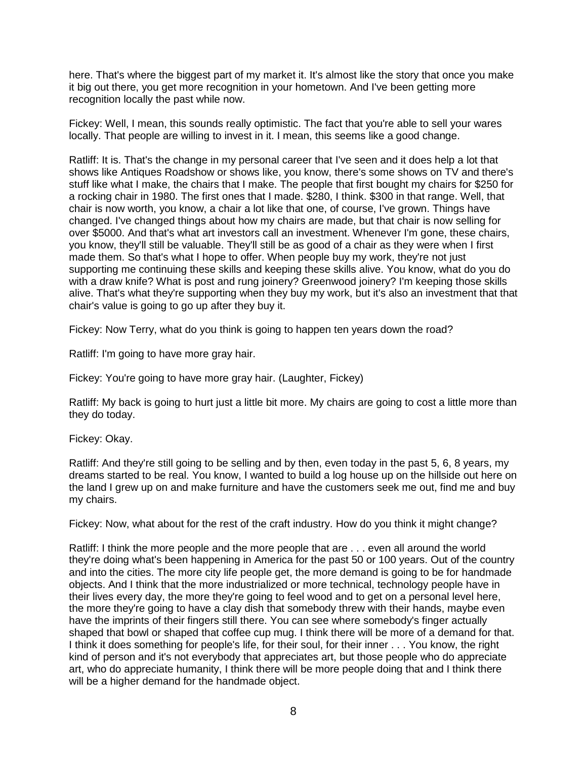here. That's where the biggest part of my market it. It's almost like the story that once you make it big out there, you get more recognition in your hometown. And I've been getting more recognition locally the past while now.

Fickey: Well, I mean, this sounds really optimistic. The fact that you're able to sell your wares locally. That people are willing to invest in it. I mean, this seems like a good change.

Ratliff: It is. That's the change in my personal career that I've seen and it does help a lot that shows like Antiques Roadshow or shows like, you know, there's some shows on TV and there's stuff like what I make, the chairs that I make. The people that first bought my chairs for $250 for a rocking chair in 1980. The first ones that I made. $280, I think. $300 in that range. Well, that chair is now worth, you know, a chair a lot like that one, of course, I've grown. Things have changed. I've changed things about how my chairs are made, but that chair is now selling for over $5000. And that's what art investors call an investment. Whenever I'm gone, these chairs, you know, they'll still be valuable. They'll still be as good of a chair as they were when I first made them. So that's what I hope to offer. When people buy my work, they're not just supporting me continuing these skills and keeping these skills alive. You know, what do you do with a draw knife? What is post and rung joinery? Greenwood joinery? I'm keeping those skills alive. That's what they're supporting when they buy my work, but it's also an investment that that chair's value is going to go up after they buy it.

Fickey: Now Terry, what do you think is going to happen ten years down the road?

Ratliff: I'm going to have more gray hair.

Fickey: You're going to have more gray hair. (Laughter, Fickey)

Ratliff: My back is going to hurt just a little bit more. My chairs are going to cost a little more than they do today.

Fickey: Okay.

Ratliff: And they're still going to be selling and by then, even today in the past 5, 6, 8 years, my dreams started to be real. You know, I wanted to build a log house up on the hillside out here on the land I grew up on and make furniture and have the customers seek me out, find me and buy my chairs.

Fickey: Now, what about for the rest of the craft industry. How do you think it might change?

Ratliff: I think the more people and the more people that are . . . even all around the world they're doing what's been happening in America for the past 50 or 100 years. Out of the country and into the cities. The more city life people get, the more demand is going to be for handmade objects. And I think that the more industrialized or more technical, technology people have in their lives every day, the more they're going to feel wood and to get on a personal level here, the more they're going to have a clay dish that somebody threw with their hands, maybe even have the imprints of their fingers still there. You can see where somebody's finger actually shaped that bowl or shaped that coffee cup mug. I think there will be more of a demand for that. I think it does something for people's life, for their soul, for their inner . . . You know, the right kind of person and it's not everybody that appreciates art, but those people who do appreciate art, who do appreciate humanity, I think there will be more people doing that and I think there will be a higher demand for the handmade object.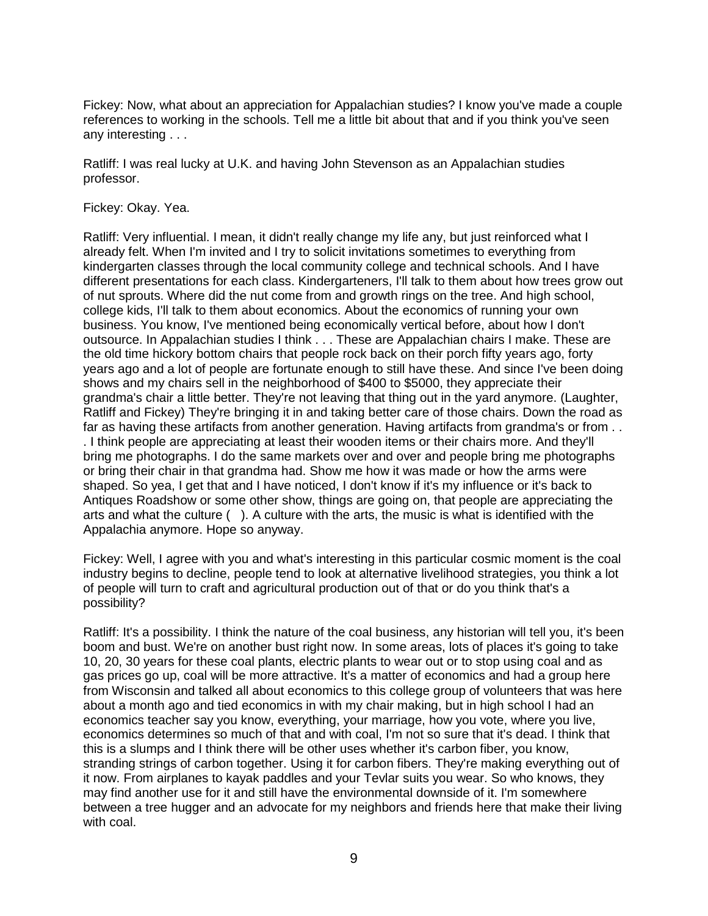Fickey: Now, what about an appreciation for Appalachian studies? I know you've made a couple references to working in the schools. Tell me a little bit about that and if you think you've seen any interesting . . .

Ratliff: I was real lucky at U.K. and having John Stevenson as an Appalachian studies professor.

Fickey: Okay. Yea.

Ratliff: Very influential. I mean, it didn't really change my life any, but just reinforced what I already felt. When I'm invited and I try to solicit invitations sometimes to everything from kindergarten classes through the local community college and technical schools. And I have different presentations for each class. Kindergarteners, I'll talk to them about how trees grow out of nut sprouts. Where did the nut come from and growth rings on the tree. And high school, college kids, I'll talk to them about economics. About the economics of running your own business. You know, I've mentioned being economically vertical before, about how I don't outsource. In Appalachian studies I think . . . These are Appalachian chairs I make. These are the old time hickory bottom chairs that people rock back on their porch fifty years ago, forty years ago and a lot of people are fortunate enough to still have these. And since I've been doing shows and my chairs sell in the neighborhood of $400 to $5000, they appreciate their grandma's chair a little better. They're not leaving that thing out in the yard anymore. (Laughter, Ratliff and Fickey) They're bringing it in and taking better care of those chairs. Down the road as far as having these artifacts from another generation. Having artifacts from grandma's or from . . . I think people are appreciating at least their wooden items or their chairs more. And they'll bring me photographs. I do the same markets over and over and people bring me photographs or bring their chair in that grandma had. Show me how it was made or how the arms were shaped. So yea, I get that and I have noticed, I don't know if it's my influence or it's back to Antiques Roadshow or some other show, things are going on, that people are appreciating the arts and what the culture ( ). A culture with the arts, the music is what is identified with the Appalachia anymore. Hope so anyway.

Fickey: Well, I agree with you and what's interesting in this particular cosmic moment is the coal industry begins to decline, people tend to look at alternative livelihood strategies, you think a lot of people will turn to craft and agricultural production out of that or do you think that's a possibility?

Ratliff: It's a possibility. I think the nature of the coal business, any historian will tell you, it's been boom and bust. We're on another bust right now. In some areas, lots of places it's going to take 10, 20, 30 years for these coal plants, electric plants to wear out or to stop using coal and as gas prices go up, coal will be more attractive. It's a matter of economics and had a group here from Wisconsin and talked all about economics to this college group of volunteers that was here about a month ago and tied economics in with my chair making, but in high school I had an economics teacher say you know, everything, your marriage, how you vote, where you live, economics determines so much of that and with coal, I'm not so sure that it's dead. I think that this is a slumps and I think there will be other uses whether it's carbon fiber, you know, stranding strings of carbon together. Using it for carbon fibers. They're making everything out of it now. From airplanes to kayak paddles and your Tevlar suits you wear. So who knows, they may find another use for it and still have the environmental downside of it. I'm somewhere between a tree hugger and an advocate for my neighbors and friends here that make their living with coal.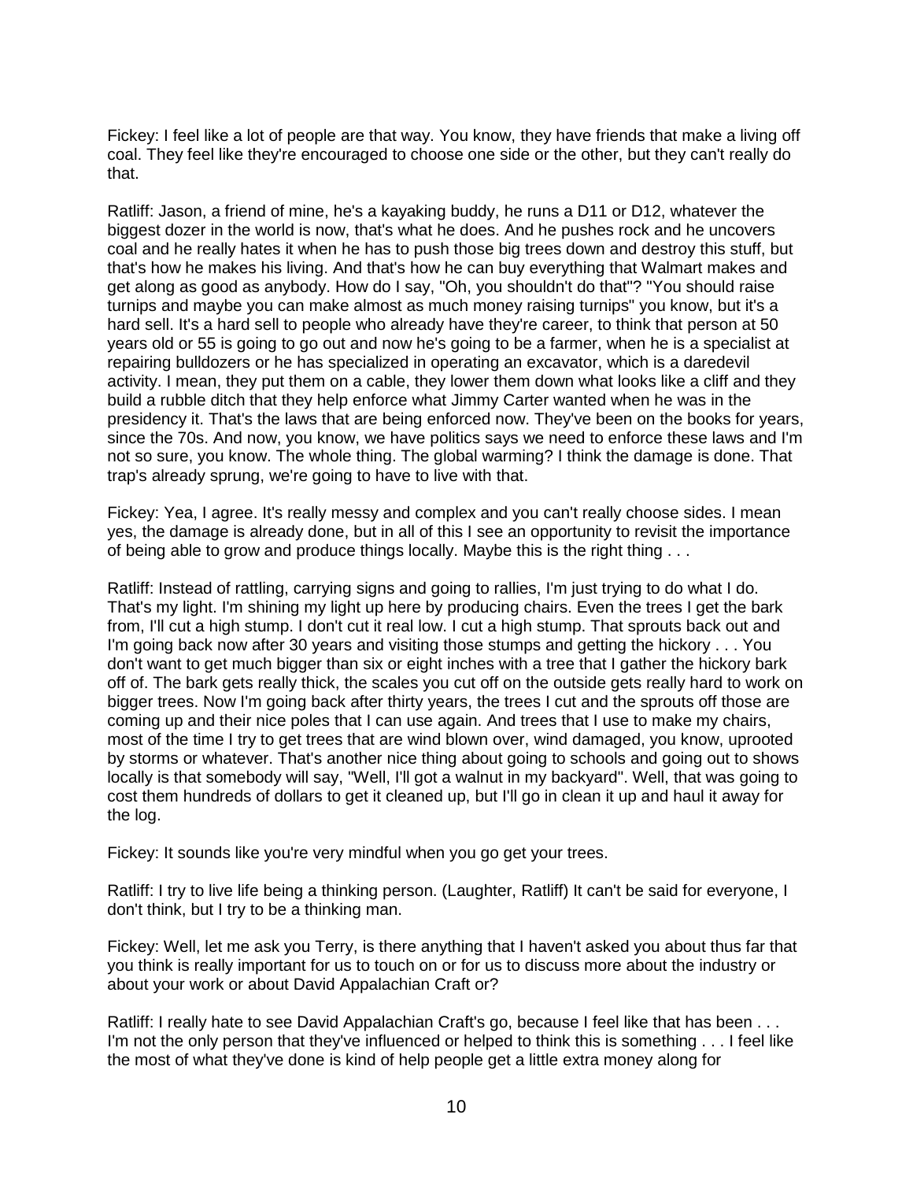Fickey: I feel like a lot of people are that way. You know, they have friends that make a living off coal. They feel like they're encouraged to choose one side or the other, but they can't really do that.

Ratliff: Jason, a friend of mine, he's a kayaking buddy, he runs a D11 or D12, whatever the biggest dozer in the world is now, that's what he does. And he pushes rock and he uncovers coal and he really hates it when he has to push those big trees down and destroy this stuff, but that's how he makes his living. And that's how he can buy everything that Walmart makes and get along as good as anybody. How do I say, "Oh, you shouldn't do that"? "You should raise turnips and maybe you can make almost as much money raising turnips" you know, but it's a hard sell. It's a hard sell to people who already have they're career, to think that person at 50 years old or 55 is going to go out and now he's going to be a farmer, when he is a specialist at repairing bulldozers or he has specialized in operating an excavator, which is a daredevil activity. I mean, they put them on a cable, they lower them down what looks like a cliff and they build a rubble ditch that they help enforce what Jimmy Carter wanted when he was in the presidency it. That's the laws that are being enforced now. They've been on the books for years, since the 70s. And now, you know, we have politics says we need to enforce these laws and I'm not so sure, you know. The whole thing. The global warming? I think the damage is done. That trap's already sprung, we're going to have to live with that.

Fickey: Yea, I agree. It's really messy and complex and you can't really choose sides. I mean yes, the damage is already done, but in all of this I see an opportunity to revisit the importance of being able to grow and produce things locally. Maybe this is the right thing . . .

Ratliff: Instead of rattling, carrying signs and going to rallies, I'm just trying to do what I do. That's my light. I'm shining my light up here by producing chairs. Even the trees I get the bark from, I'll cut a high stump. I don't cut it real low. I cut a high stump. That sprouts back out and I'm going back now after 30 years and visiting those stumps and getting the hickory . . . You don't want to get much bigger than six or eight inches with a tree that I gather the hickory bark off of. The bark gets really thick, the scales you cut off on the outside gets really hard to work on bigger trees. Now I'm going back after thirty years, the trees I cut and the sprouts off those are coming up and their nice poles that I can use again. And trees that I use to make my chairs, most of the time I try to get trees that are wind blown over, wind damaged, you know, uprooted by storms or whatever. That's another nice thing about going to schools and going out to shows locally is that somebody will say, "Well, I'll got a walnut in my backyard". Well, that was going to cost them hundreds of dollars to get it cleaned up, but I'll go in clean it up and haul it away for the log.

Fickey: It sounds like you're very mindful when you go get your trees.

Ratliff: I try to live life being a thinking person. (Laughter, Ratliff) It can't be said for everyone, I don't think, but I try to be a thinking man.

Fickey: Well, let me ask you Terry, is there anything that I haven't asked you about thus far that you think is really important for us to touch on or for us to discuss more about the industry or about your work or about David Appalachian Craft or?

Ratliff: I really hate to see David Appalachian Craft's go, because I feel like that has been . . . I'm not the only person that they've influenced or helped to think this is something . . . I feel like the most of what they've done is kind of help people get a little extra money along for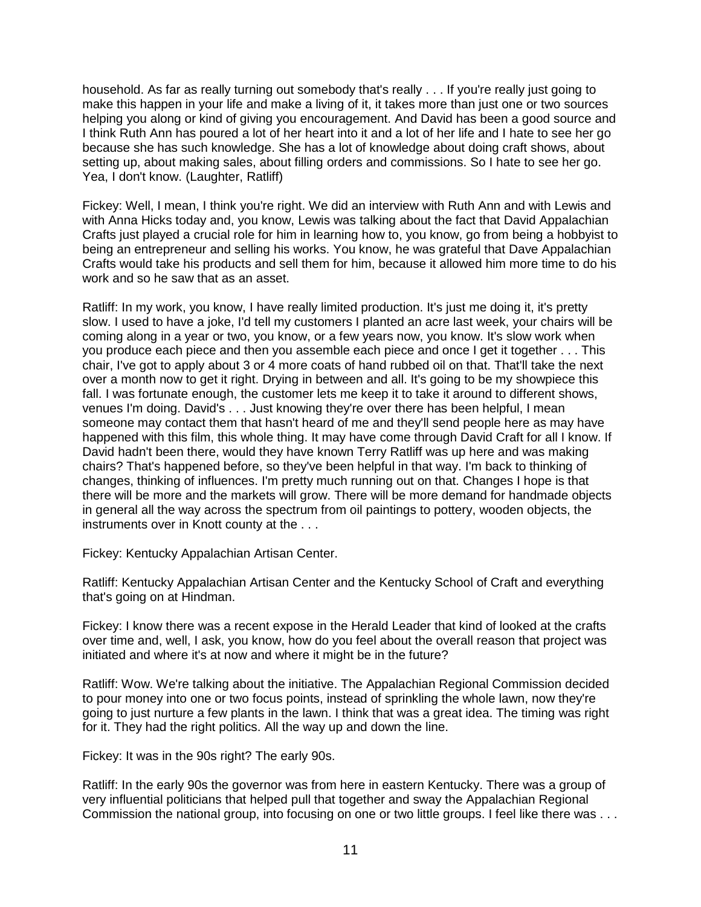household. As far as really turning out somebody that's really . . . If you're really just going to make this happen in your life and make a living of it, it takes more than just one or two sources helping you along or kind of giving you encouragement. And David has been a good source and I think Ruth Ann has poured a lot of her heart into it and a lot of her life and I hate to see her go because she has such knowledge. She has a lot of knowledge about doing craft shows, about setting up, about making sales, about filling orders and commissions. So I hate to see her go. Yea, I don't know. (Laughter, Ratliff)

Fickey: Well, I mean, I think you're right. We did an interview with Ruth Ann and with Lewis and with Anna Hicks today and, you know, Lewis was talking about the fact that David Appalachian Crafts just played a crucial role for him in learning how to, you know, go from being a hobbyist to being an entrepreneur and selling his works. You know, he was grateful that Dave Appalachian Crafts would take his products and sell them for him, because it allowed him more time to do his work and so he saw that as an asset.

Ratliff: In my work, you know, I have really limited production. It's just me doing it, it's pretty slow. I used to have a joke, I'd tell my customers I planted an acre last week, your chairs will be coming along in a year or two, you know, or a few years now, you know. It's slow work when you produce each piece and then you assemble each piece and once I get it together . . . This chair, I've got to apply about 3 or 4 more coats of hand rubbed oil on that. That'll take the next over a month now to get it right. Drying in between and all. It's going to be my showpiece this fall. I was fortunate enough, the customer lets me keep it to take it around to different shows, venues I'm doing. David's . . . Just knowing they're over there has been helpful, I mean someone may contact them that hasn't heard of me and they'll send people here as may have happened with this film, this whole thing. It may have come through David Craft for all I know. If David hadn't been there, would they have known Terry Ratliff was up here and was making chairs? That's happened before, so they've been helpful in that way. I'm back to thinking of changes, thinking of influences. I'm pretty much running out on that. Changes I hope is that there will be more and the markets will grow. There will be more demand for handmade objects in general all the way across the spectrum from oil paintings to pottery, wooden objects, the instruments over in Knott county at the . . .

Fickey: Kentucky Appalachian Artisan Center.

Ratliff: Kentucky Appalachian Artisan Center and the Kentucky School of Craft and everything that's going on at Hindman.

Fickey: I know there was a recent expose in the Herald Leader that kind of looked at the crafts over time and, well, I ask, you know, how do you feel about the overall reason that project was initiated and where it's at now and where it might be in the future?

Ratliff: Wow. We're talking about the initiative. The Appalachian Regional Commission decided to pour money into one or two focus points, instead of sprinkling the whole lawn, now they're going to just nurture a few plants in the lawn. I think that was a great idea. The timing was right for it. They had the right politics. All the way up and down the line.

Fickey: It was in the 90s right? The early 90s.

Ratliff: In the early 90s the governor was from here in eastern Kentucky. There was a group of very influential politicians that helped pull that together and sway the Appalachian Regional Commission the national group, into focusing on one or two little groups. I feel like there was . . .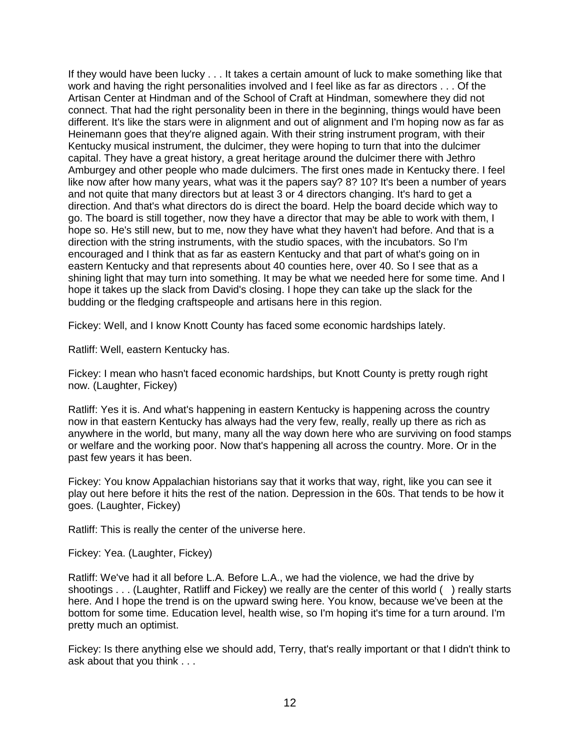If they would have been lucky . . . It takes a certain amount of luck to make something like that work and having the right personalities involved and I feel like as far as directors . . . Of the Artisan Center at Hindman and of the School of Craft at Hindman, somewhere they did not connect. That had the right personality been in there in the beginning, things would have been different. It's like the stars were in alignment and out of alignment and I'm hoping now as far as Heinemann goes that they're aligned again. With their string instrument program, with their Kentucky musical instrument, the dulcimer, they were hoping to turn that into the dulcimer capital. They have a great history, a great heritage around the dulcimer there with Jethro Amburgey and other people who made dulcimers. The first ones made in Kentucky there. I feel like now after how many years, what was it the papers say? 8? 10? It's been a number of years and not quite that many directors but at least 3 or 4 directors changing. It's hard to get a direction. And that's what directors do is direct the board. Help the board decide which way to go. The board is still together, now they have a director that may be able to work with them, I hope so. He's still new, but to me, now they have what they haven't had before. And that is a direction with the string instruments, with the studio spaces, with the incubators. So I'm encouraged and I think that as far as eastern Kentucky and that part of what's going on in eastern Kentucky and that represents about 40 counties here, over 40. So I see that as a shining light that may turn into something. It may be what we needed here for some time. And I hope it takes up the slack from David's closing. I hope they can take up the slack for the budding or the fledging craftspeople and artisans here in this region.

Fickey: Well, and I know Knott County has faced some economic hardships lately.

Ratliff: Well, eastern Kentucky has.

Fickey: I mean who hasn't faced economic hardships, but Knott County is pretty rough right now. (Laughter, Fickey)

Ratliff: Yes it is. And what's happening in eastern Kentucky is happening across the country now in that eastern Kentucky has always had the very few, really, really up there as rich as anywhere in the world, but many, many all the way down here who are surviving on food stamps or welfare and the working poor. Now that's happening all across the country. More. Or in the past few years it has been.

Fickey: You know Appalachian historians say that it works that way, right, like you can see it play out here before it hits the rest of the nation. Depression in the 60s. That tends to be how it goes. (Laughter, Fickey)

Ratliff: This is really the center of the universe here.

Fickey: Yea. (Laughter, Fickey)

Ratliff: We've had it all before L.A. Before L.A., we had the violence, we had the drive by shootings . . . (Laughter, Ratliff and Fickey) we really are the center of this world (  ) really starts here. And I hope the trend is on the upward swing here. You know, because we've been at the bottom for some time. Education level, health wise, so I'm hoping it's time for a turn around. I'm pretty much an optimist.

Fickey: Is there anything else we should add, Terry, that's really important or that I didn't think to ask about that you think . . .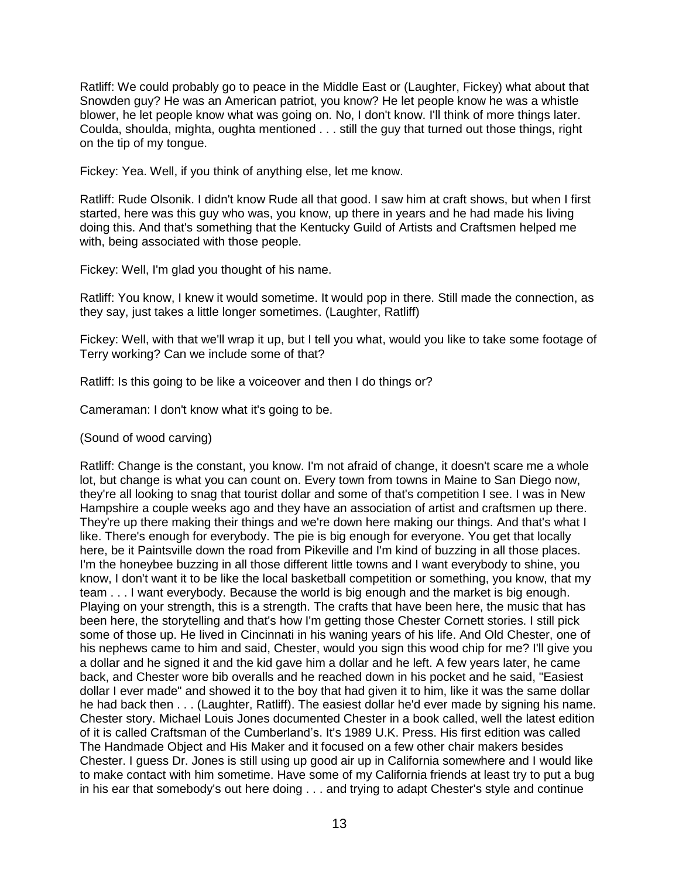Ratliff: We could probably go to peace in the Middle East or (Laughter, Fickey) what about that Snowden guy? He was an American patriot, you know? He let people know he was a whistle blower, he let people know what was going on. No, I don't know. I'll think of more things later. Coulda, shoulda, mighta, oughta mentioned . . . still the guy that turned out those things, right on the tip of my tongue.

Fickey: Yea. Well, if you think of anything else, let me know.

Ratliff: Rude Olsonik. I didn't know Rude all that good. I saw him at craft shows, but when I first started, here was this guy who was, you know, up there in years and he had made his living doing this. And that's something that the Kentucky Guild of Artists and Craftsmen helped me with, being associated with those people.

Fickey: Well, I'm glad you thought of his name.

Ratliff: You know, I knew it would sometime. It would pop in there. Still made the connection, as they say, just takes a little longer sometimes. (Laughter, Ratliff)

Fickey: Well, with that we'll wrap it up, but I tell you what, would you like to take some footage of Terry working? Can we include some of that?

Ratliff: Is this going to be like a voiceover and then I do things or?

Cameraman: I don't know what it's going to be.

(Sound of wood carving)

Ratliff: Change is the constant, you know. I'm not afraid of change, it doesn't scare me a whole lot, but change is what you can count on. Every town from towns in Maine to San Diego now, they're all looking to snag that tourist dollar and some of that's competition I see. I was in New Hampshire a couple weeks ago and they have an association of artist and craftsmen up there. They're up there making their things and we're down here making our things. And that's what I like. There's enough for everybody. The pie is big enough for everyone. You get that locally here, be it Paintsville down the road from Pikeville and I'm kind of buzzing in all those places. I'm the honeybee buzzing in all those different little towns and I want everybody to shine, you know, I don't want it to be like the local basketball competition or something, you know, that my team . . . I want everybody. Because the world is big enough and the market is big enough. Playing on your strength, this is a strength. The crafts that have been here, the music that has been here, the storytelling and that's how I'm getting those Chester Cornett stories. I still pick some of those up. He lived in Cincinnati in his waning years of his life. And Old Chester, one of his nephews came to him and said, Chester, would you sign this wood chip for me? I'll give you a dollar and he signed it and the kid gave him a dollar and he left. A few years later, he came back, and Chester wore bib overalls and he reached down in his pocket and he said, "Easiest dollar I ever made" and showed it to the boy that had given it to him, like it was the same dollar he had back then . . . (Laughter, Ratliff). The easiest dollar he'd ever made by signing his name. Chester story. Michael Louis Jones documented Chester in a book called, well the latest edition of it is called Craftsman of the Cumberland's. It's 1989 U.K. Press. His first edition was called The Handmade Object and His Maker and it focused on a few other chair makers besides Chester. I guess Dr. Jones is still using up good air up in California somewhere and I would like to make contact with him sometime. Have some of my California friends at least try to put a bug in his ear that somebody's out here doing . . . and trying to adapt Chester's style and continue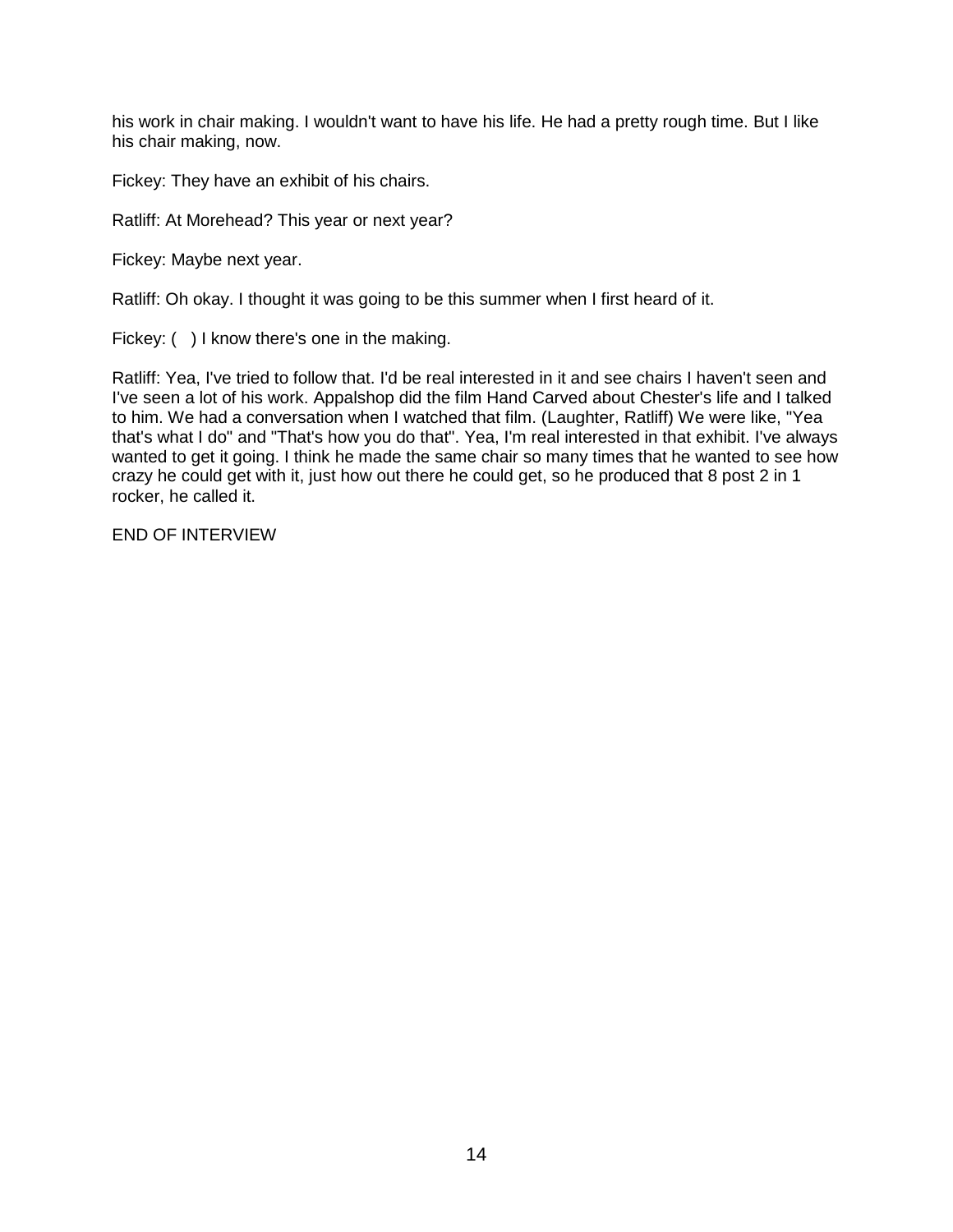his work in chair making. I wouldn't want to have his life. He had a pretty rough time. But I like his chair making, now.

Fickey: They have an exhibit of his chairs.

Ratliff: At Morehead? This year or next year?

Fickey: Maybe next year.

Ratliff: Oh okay. I thought it was going to be this summer when I first heard of it.

Fickey: ( ) I know there's one in the making.

Ratliff: Yea, I've tried to follow that. I'd be real interested in it and see chairs I haven't seen and I've seen a lot of his work. Appalshop did the film Hand Carved about Chester's life and I talked to him. We had a conversation when I watched that film. (Laughter, Ratliff) We were like, "Yea that's what I do" and "That's how you do that". Yea, I'm real interested in that exhibit. I've always wanted to get it going. I think he made the same chair so many times that he wanted to see how crazy he could get with it, just how out there he could get, so he produced that 8 post 2 in 1 rocker, he called it.

END OF INTERVIEW